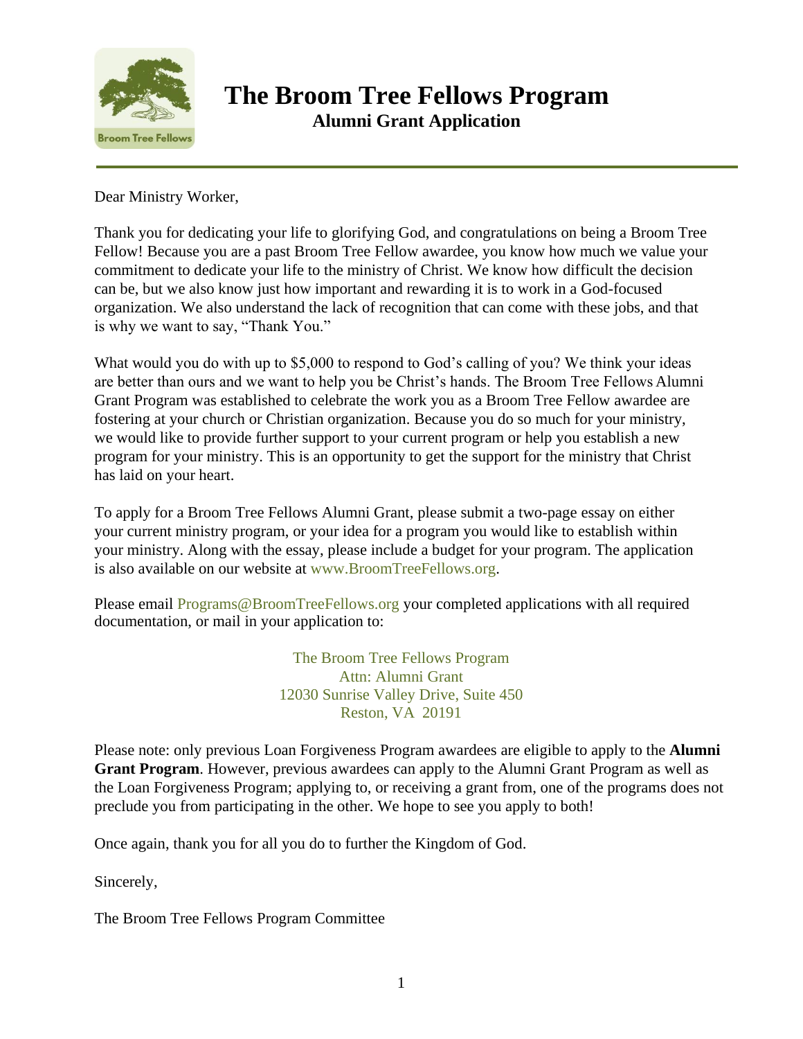# The Broom Tree Fellows Program

## Alumni Grant Application

Dear Ministry Worker,

Thank you for dedicating your life to glorifying God, and congratulations on being a Broom Tree Fellow! Because you are a past Broom Tree Fellow awardee, you know how much we value your commitment to dedicate your life to the ministry of Christ. We know how difficult the decision can be, but we also know just how important and rewarding it is to work in a God-focused organization. We also understand the lack of recognition that can come with these jobs, and that is why we want to say, "Thank You."

What would you do with up to $5,000 to respond to God's calling of you? We think your ideas are better than ours and we want to help you be Christ's hands. The Broom Tree Fellows Alumni Grant Program was established to celebrate the work you as a Broom Tree Fellow awardee are fostering at your church or Christian organization. Because you do so much for your ministry, we would like to provide further support to your current program or help you establish a new program for your ministry. This is an opportunity to get the support for the ministry that Christ has laid on your heart.

To apply for a Broom Tree Fellows Alumni Grant, please submit a two-page essay on either your current ministry program, or your idea for a program you would like to establish within your ministry. Along with the essay, please include a budget for your program. The application is also available on our website at www.BroomTreeFellows.org.

Please email Programs@BroomTreeFellows.org your completed applications with all required documentation, or mail in your application to:

The Broom Tree Fellows Program
Attn: Alumni Grant
12030 Sunrise Valley Drive, Suite 450
Reston, VA 20191

Please note: only previous Loan Forgiveness Program awardees are eligible to apply to the **Alumni Grant Program**. However, previous awardees can apply to the Alumni Grant Program as well as the Loan Forgiveness Program; applying to, or receiving a grant from, one of the programs does not preclude you from participating in the other. We hope to see you apply to both!

Once again, thank you for all you do to further the Kingdom of God.

Sincerely,

The Broom Tree Fellows Program Committee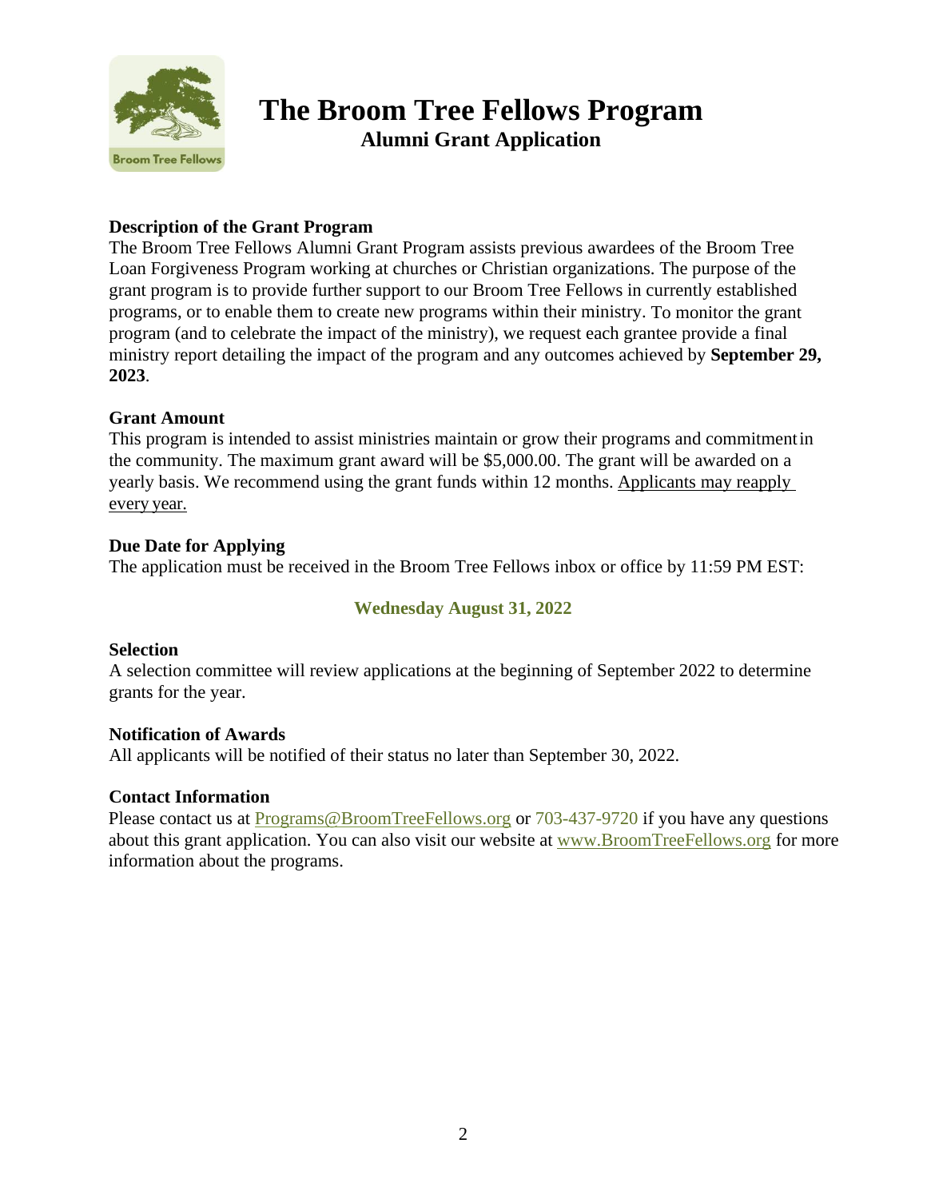# The Broom Tree Fellows Program

## Alumni Grant Application

**Description of the Grant Program**

The Broom Tree Fellows Alumni Grant Program assists previous awardees of the Broom Tree Loan Forgiveness Program working at churches or Christian organizations. The purpose of the grant program is to provide further support to our Broom Tree Fellows in currently established programs, or to enable them to create new programs within their ministry. To monitor the grant program (and to celebrate the impact of the ministry), we request each grantee provide a final ministry report detailing the impact of the program and any outcomes achieved by **September 29, 2023**.

**Grant Amount**

This program is intended to assist ministries maintain or grow their programs and commitment in the community. The maximum grant award will be $5,000.00. The grant will be awarded on a yearly basis. We recommend using the grant funds within 12 months. Applicants may reapply every year.

**Due Date for Applying**

The application must be received in the Broom Tree Fellows inbox or office by 11:59 PM EST:

**Wednesday August 31, 2022**

**Selection**

A selection committee will review applications at the beginning of September 2022 to determine grants for the year.

**Notification of Awards**

All applicants will be notified of their status no later than September 30, 2022.

**Contact Information**

Please contact us at Programs@BroomTreeFellows.org or 703-437-9720 if you have any questions about this grant application. You can also visit our website at www.BroomTreeFellows.org for more information about the programs.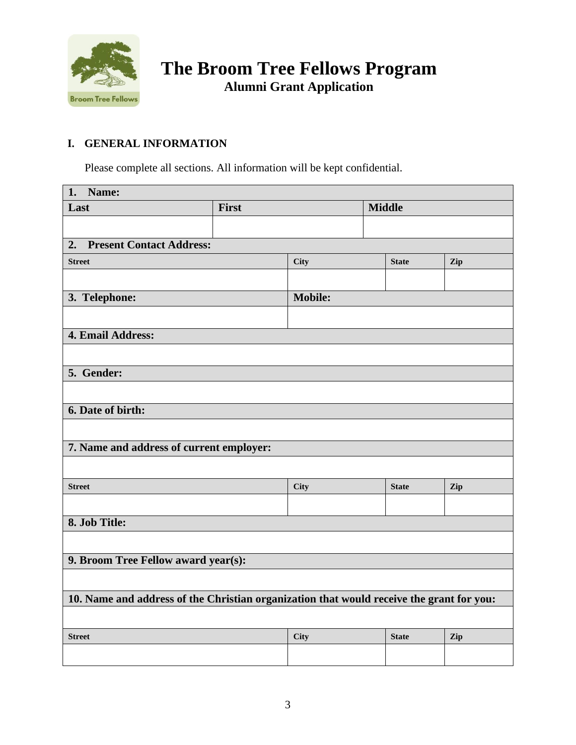# The Broom Tree Fellows Program

## Alumni Grant Application

### I. GENERAL INFORMATION

Please complete all sections. All information will be kept confidential.

| **1. Name:** | | | | |
|---|---|---|---|---|
| **Last** | **First** | | **Middle** | |
| | | | | |
| **2. Present Contact Address:** | | | | |
| **Street** | | **City** | **State** | **Zip** |
| | | | | |
| **3. Telephone:** | | **Mobile:** | | |
| | | | | |
| **4. Email Address:** | | | | |
| | | | | |
| **5. Gender:** | | | | |
| | | | | |
| **6. Date of birth:** | | | | |
| | | | | |
| **7. Name and address of current employer:** | | | | |
| | | | | |
| **Street** | | **City** | **State** | **Zip** |
| | | | | |
| **8. Job Title:** | | | | |
| | | | | |
| **9. Broom Tree Fellow award year(s):** | | | | |
| | | | | |
| **10. Name and address of the Christian organization that would receive the grant for you:** | | | | |
| | | | | |
| **Street** | | **City** | **State** | **Zip** |
| | | | | |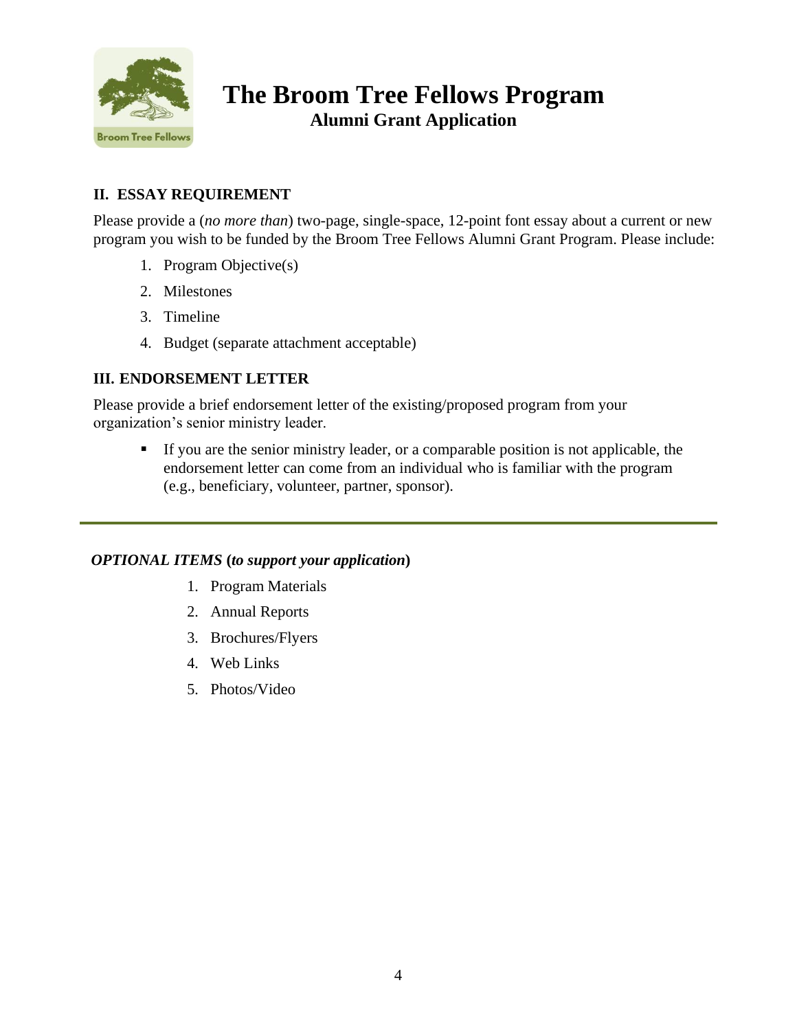# The Broom Tree Fellows Program

## Alumni Grant Application

### II. ESSAY REQUIREMENT

Please provide a (*no more than*) two-page, single-space, 12-point font essay about a current or new program you wish to be funded by the Broom Tree Fellows Alumni Grant Program. Please include:

1. Program Objective(s)
2. Milestones
3. Timeline
4. Budget (separate attachment acceptable)

### III. ENDORSEMENT LETTER

Please provide a brief endorsement letter of the existing/proposed program from your organization's senior ministry leader.

- If you are the senior ministry leader, or a comparable position is not applicable, the endorsement letter can come from an individual who is familiar with the program (e.g., beneficiary, volunteer, partner, sponsor).

---

***OPTIONAL ITEMS* (*to support your application*)**

1. Program Materials
2. Annual Reports
3. Brochures/Flyers
4. Web Links
5. Photos/Video